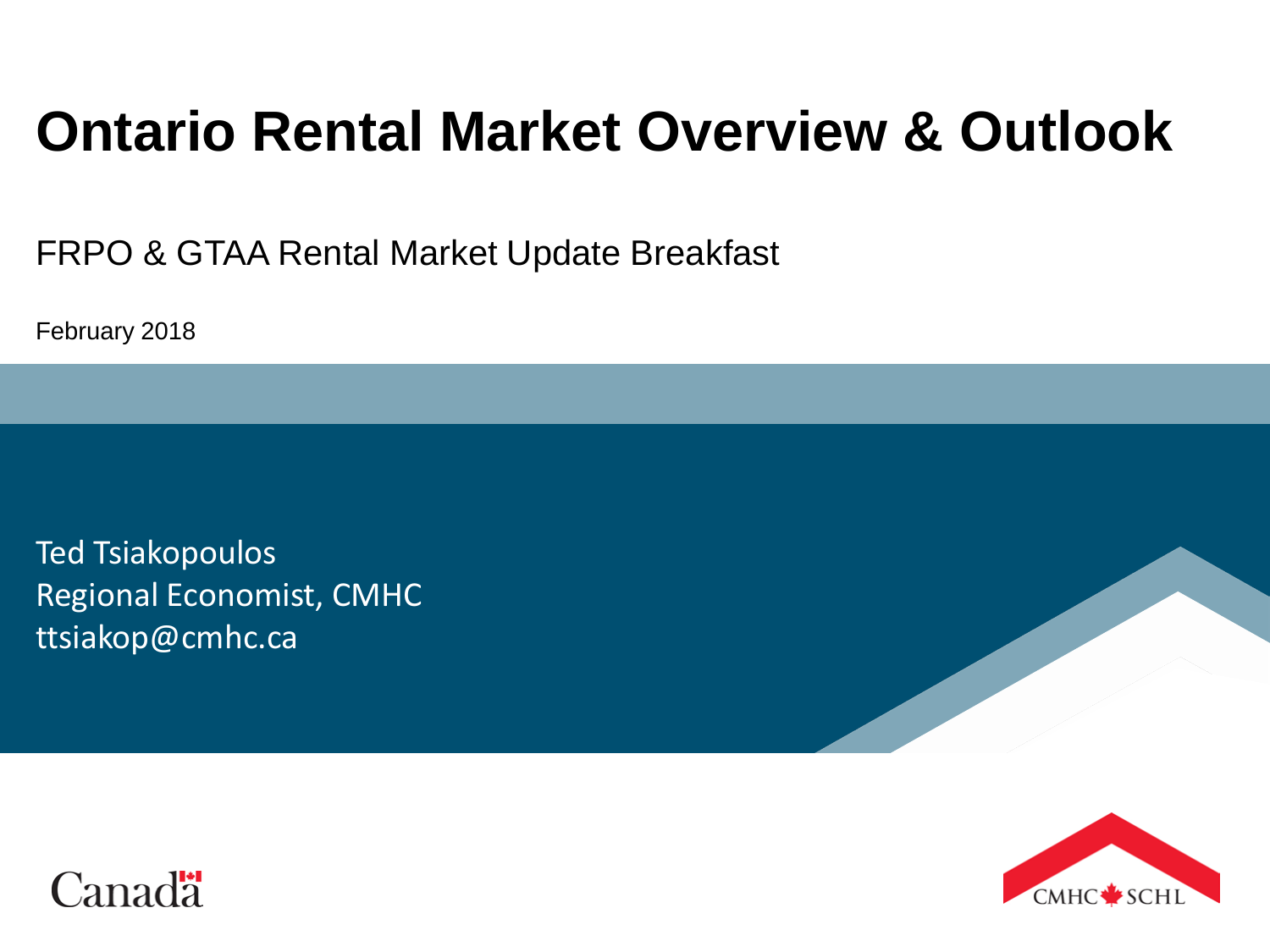# Ontario Rental Market Overview & Outlook

FRPO & GTAA Rental Market Update Breakfast

February 2018

Ted Tsiakopoulos
Regional Economist, CMHC
ttsiakop@cmhc.ca

Canada

CMHC SCHL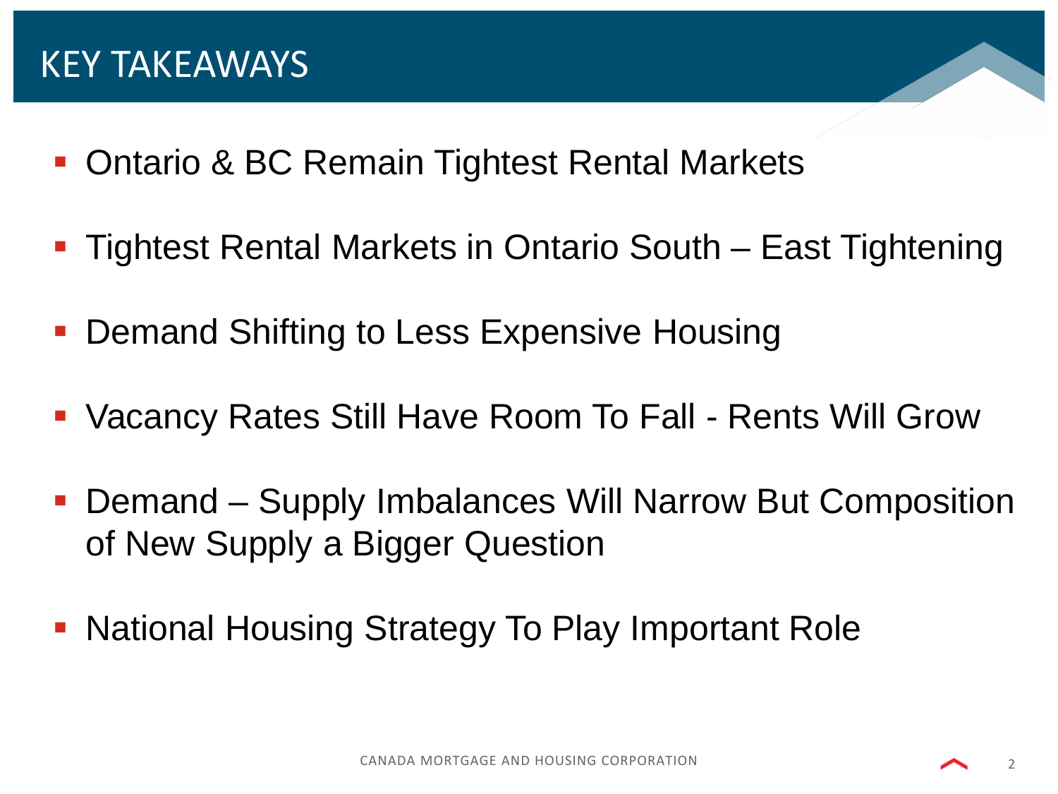# KEY TAKEAWAYS

- Ontario & BC Remain Tightest Rental Markets
- Tightest Rental Markets in Ontario South – East Tightening
- Demand Shifting to Less Expensive Housing
- Vacancy Rates Still Have Room To Fall - Rents Will Grow
- Demand – Supply Imbalances Will Narrow But Composition of New Supply a Bigger Question
- National Housing Strategy To Play Important Role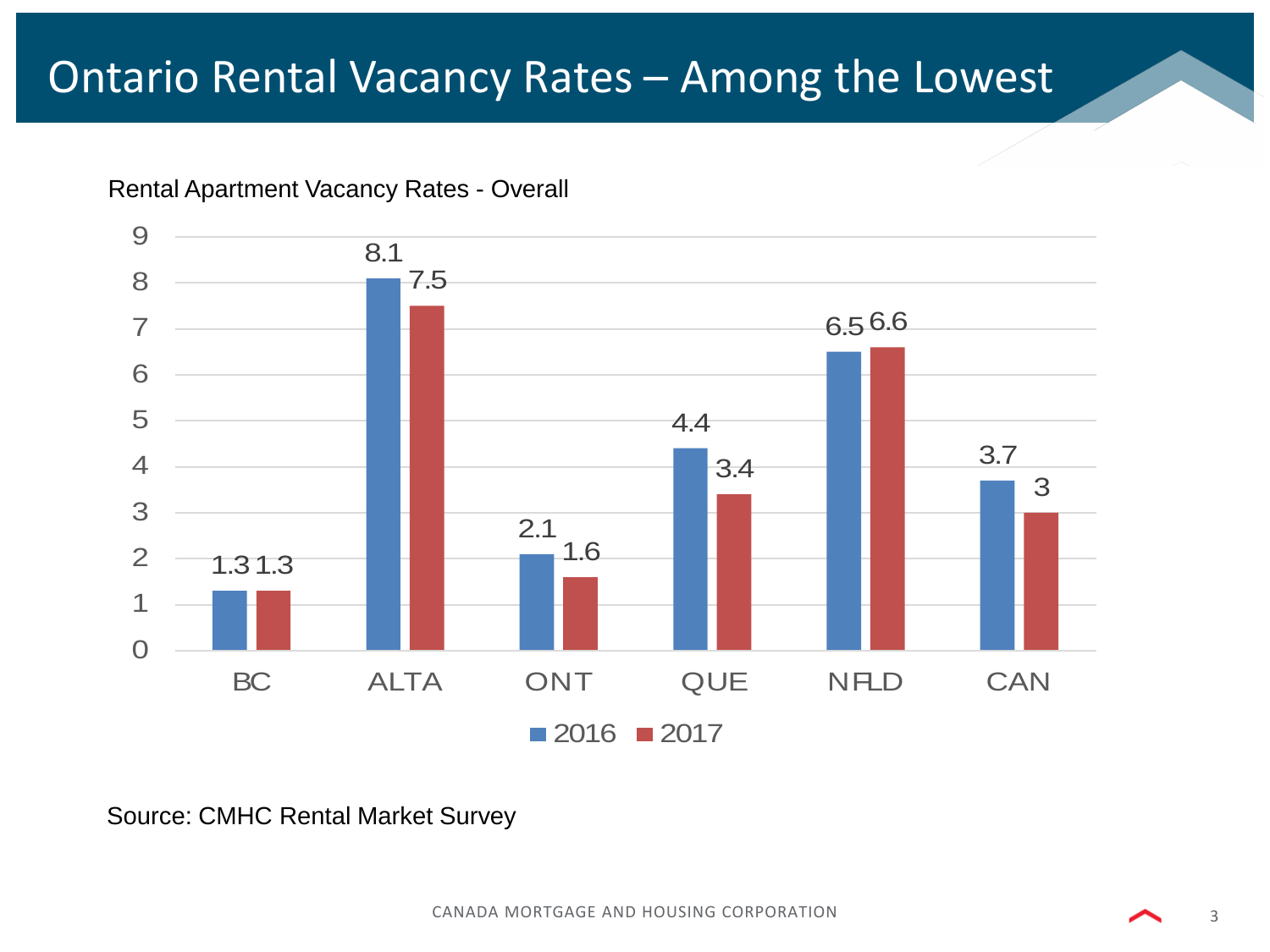# Ontario Rental Vacancy Rates – Among the Lowest

Rental Apartment Vacancy Rates - Overall

| | BC | ALTA | ONT | QUE | NFLD | CAN |
|---|---|---|---|---|---|---|
| 2016 | 1.3 | 8.1 | 2.1 | 4.4 | 6.5 | 3.7 |
| 2017 | 1.3 | 7.5 | 1.6 | 3.4 | 6.6 | 3 |

Source: CMHC Rental Market Survey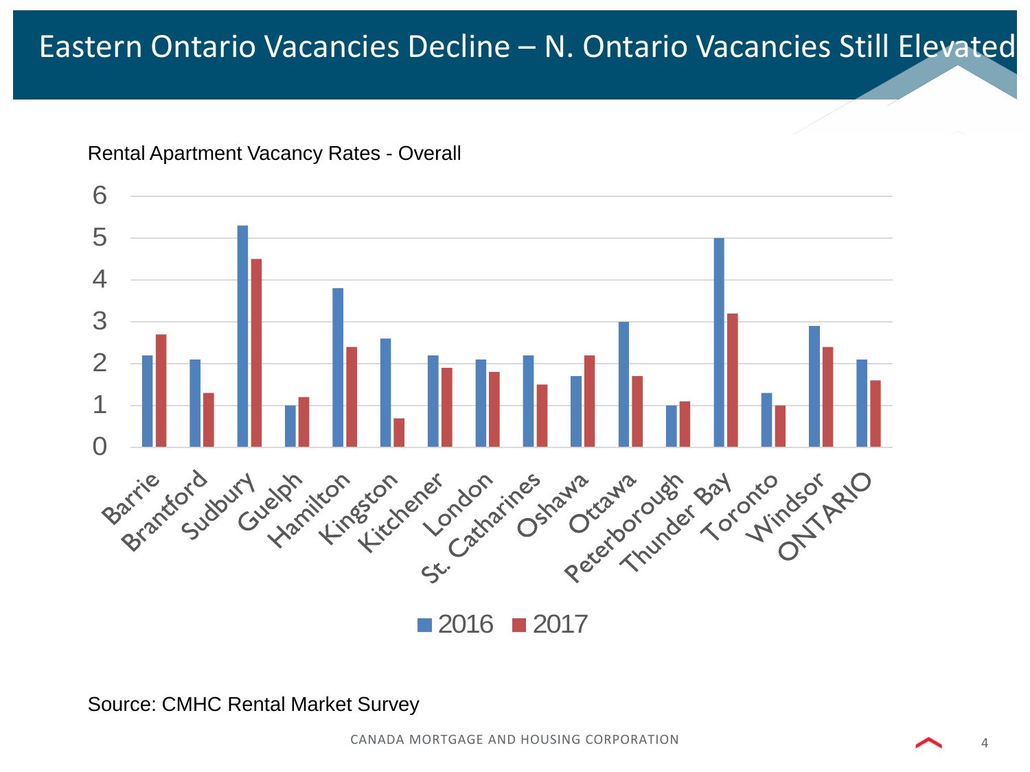# Eastern Ontario Vacancies Decline – N. Ontario Vacancies Still Elevated

Rental Apartment Vacancy Rates - Overall

| | 2016 | 2017 |
|---|---|---|
| Barrie | 2.2 | 2.7 |
| Brantford | 2.1 | 1.3 |
| Sudbury | 5.3 | 4.5 |
| Guelph | 1.0 | 1.2 |
| Hamilton | 3.8 | 2.4 |
| Kingston | 2.6 | 0.7 |
| Kitchener | 2.2 | 1.9 |
| London | 2.1 | 1.8 |
| St. Catharines | 2.2 | 1.5 |
| Oshawa | 1.7 | 2.2 |
| Ottawa | 3.0 | 1.7 |
| Peterborough | 1.0 | 1.1 |
| Thunder Bay | 5.0 | 3.2 |
| Toronto | 1.3 | 1.0 |
| Windsor | 2.9 | 2.4 |
| ONTARIO | 2.1 | 1.6 |

Source: CMHC Rental Market Survey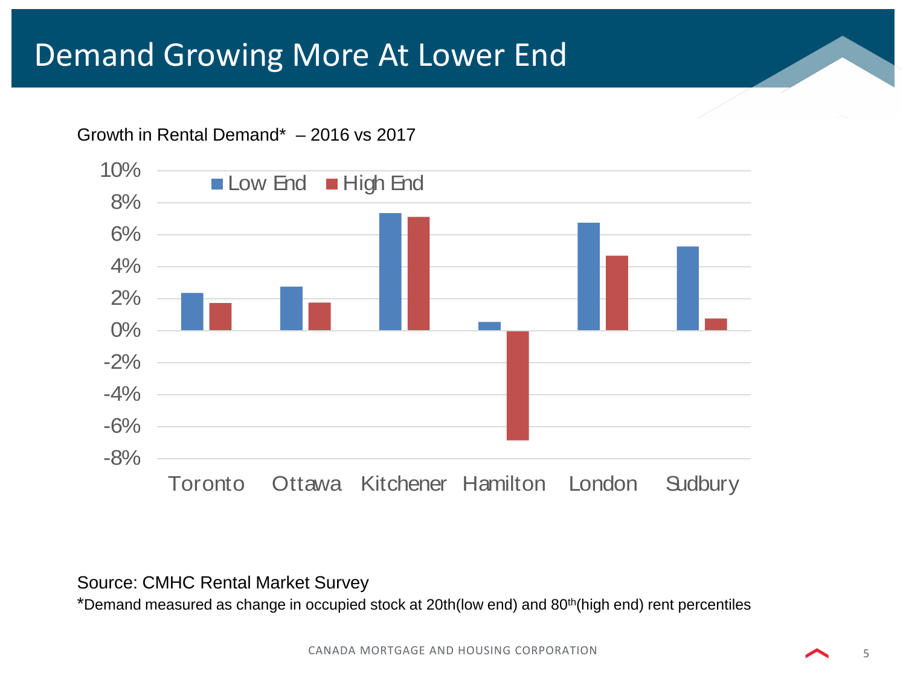# Demand Growing More At Lower End

Growth in Rental Demand* – 2016 vs 2017

| City | Low End | High End |
|---|---|---|
| Toronto | 2.3% | 1.7% |
| Ottawa | 2.7% | 1.7% |
| Kitchener | 7.3% | 7.1% |
| Hamilton | 0.5% | -6.9% |
| London | 6.7% | 4.6% |
| Sudbury | 5.2% | 0.7% |

Source: CMHC Rental Market Survey

*Demand measured as change in occupied stock at 20th(low end) and 80th(high end) rent percentiles

CANADA MORTGAGE AND HOUSING CORPORATION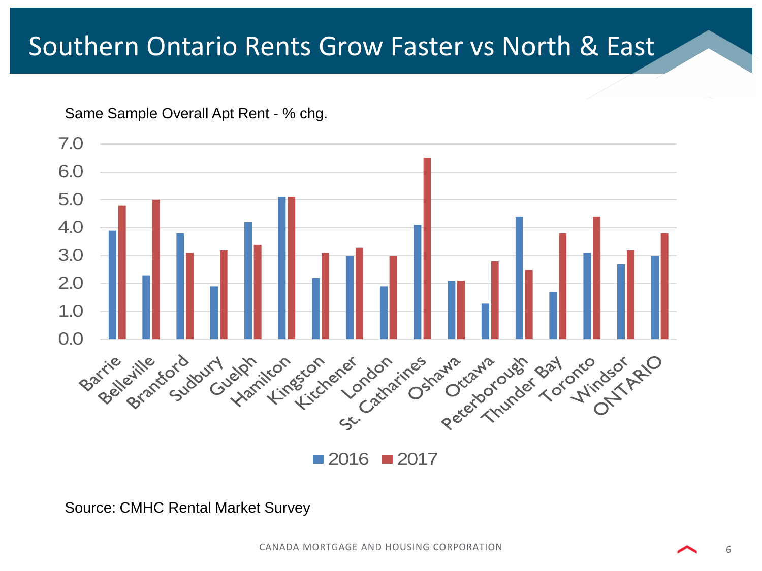# Southern Ontario Rents Grow Faster vs North & East

Same Sample Overall Apt Rent - % chg.

| | 2016 | 2017 |
|---|---|---|
| Barrie | 3.9 | 4.8 |
| Belleville | 2.3 | 5.0 |
| Brantford | 3.8 | 3.1 |
| Sudbury | 1.9 | 3.2 |
| Guelph | 4.2 | 3.4 |
| Hamilton | 5.1 | 5.1 |
| Kingston | 2.2 | 3.1 |
| Kitchener | 3.0 | 3.3 |
| London | 1.9 | 3.0 |
| St. Catharines | 4.1 | 6.5 |
| Oshawa | 2.1 | 2.1 |
| Ottawa | 1.3 | 2.8 |
| Peterborough | 4.4 | 2.5 |
| Thunder Bay | 1.7 | 3.8 |
| Toronto | 3.1 | 4.4 |
| Windsor | 2.7 | 3.2 |
| ONTARIO | 3.0 | 3.8 |

Source: CMHC Rental Market Survey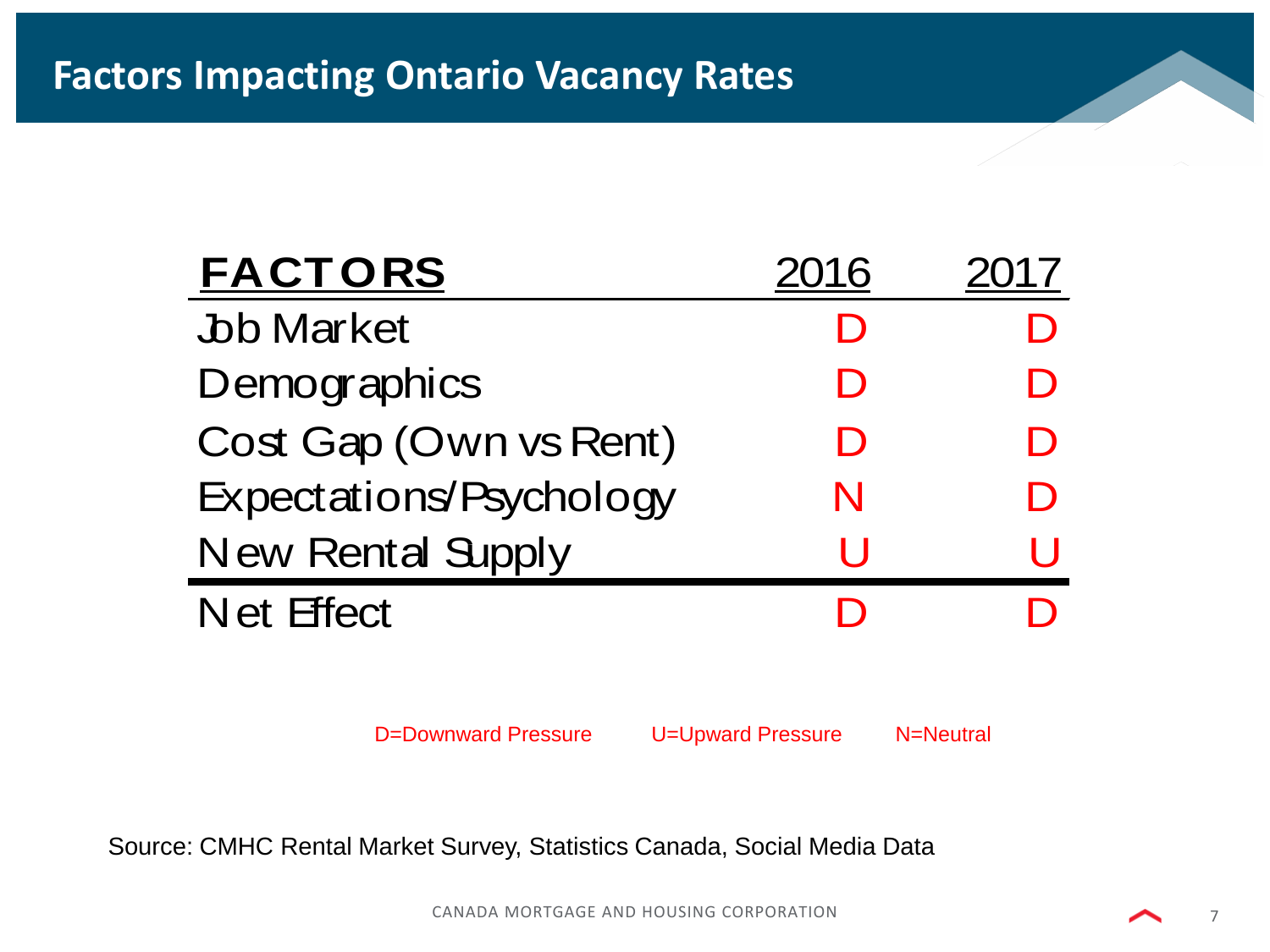# Factors Impacting Ontario Vacancy Rates

| FACTORS | 2016 | 2017 |
|---|---|---|
| Job Market | D | D |
| Demographics | D | D |
| Cost Gap (Own vs Rent) | D | D |
| Expectations/Psychology | N | D |
| New Rental Supply | U | U |
| Net Effect | D | D |

D=Downward Pressure   U=Upward Pressure   N=Neutral

Source: CMHC Rental Market Survey, Statistics Canada, Social Media Data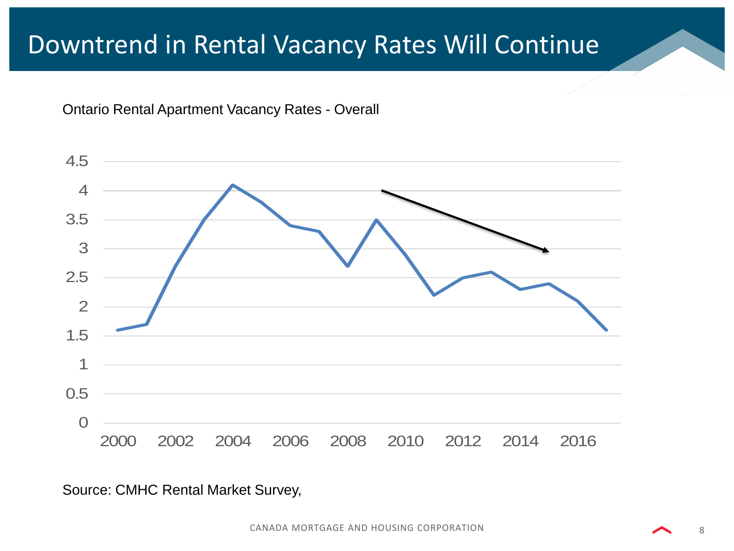# Downtrend in Rental Vacancy Rates Will Continue

Ontario Rental Apartment Vacancy Rates - Overall

Source: CMHC Rental Market Survey,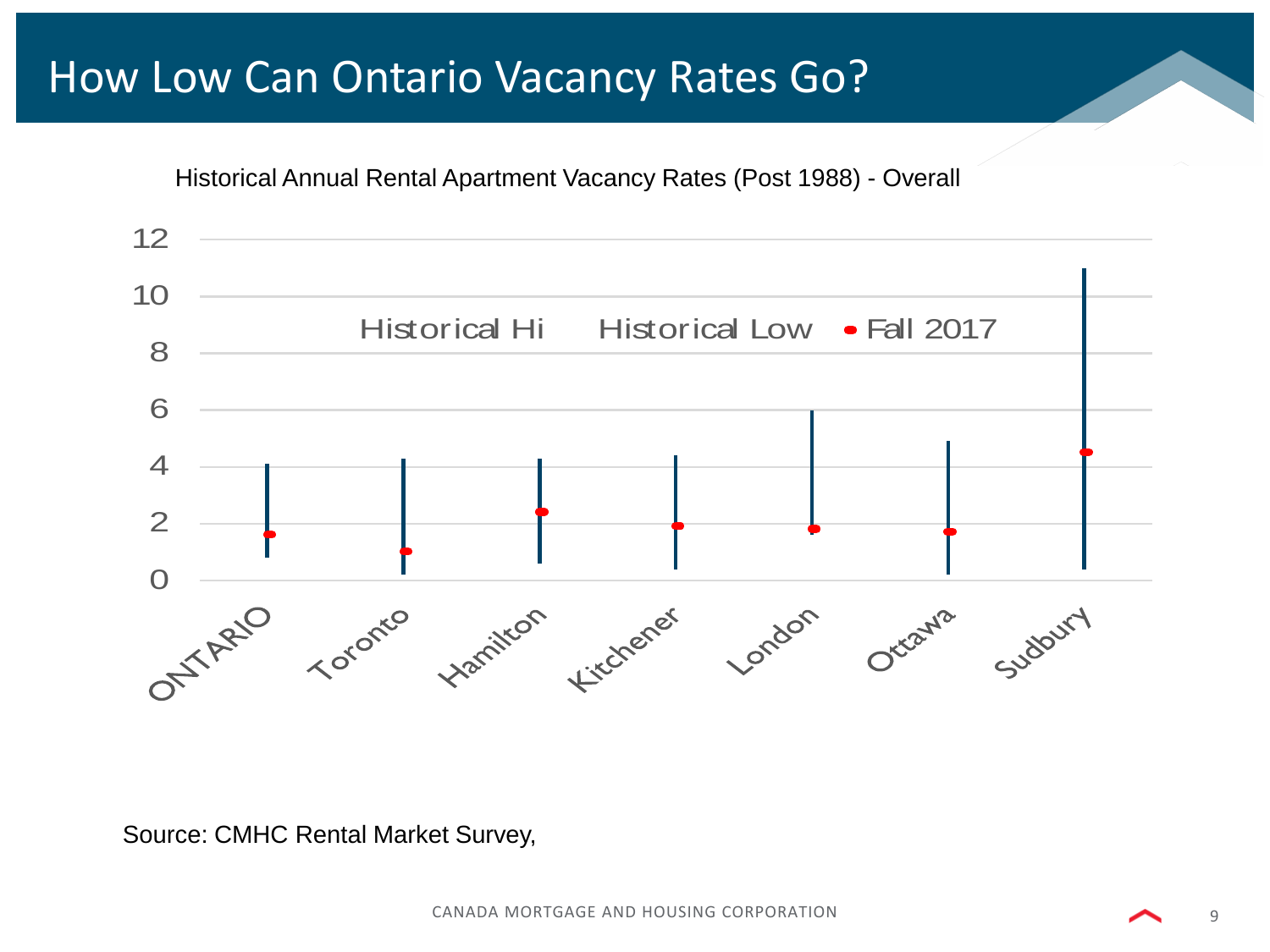# How Low Can Ontario Vacancy Rates Go?

Historical Annual Rental Apartment Vacancy Rates (Post 1988) - Overall

Historical Hi | Historical Low | Fall 2017

12
10
8
6
4
2
0

ONTARIO | Toronto | Hamilton | Kitchener | London | Ottawa | Sudbury

Source: CMHC Rental Market Survey,

CANADA MORTGAGE AND HOUSING CORPORATION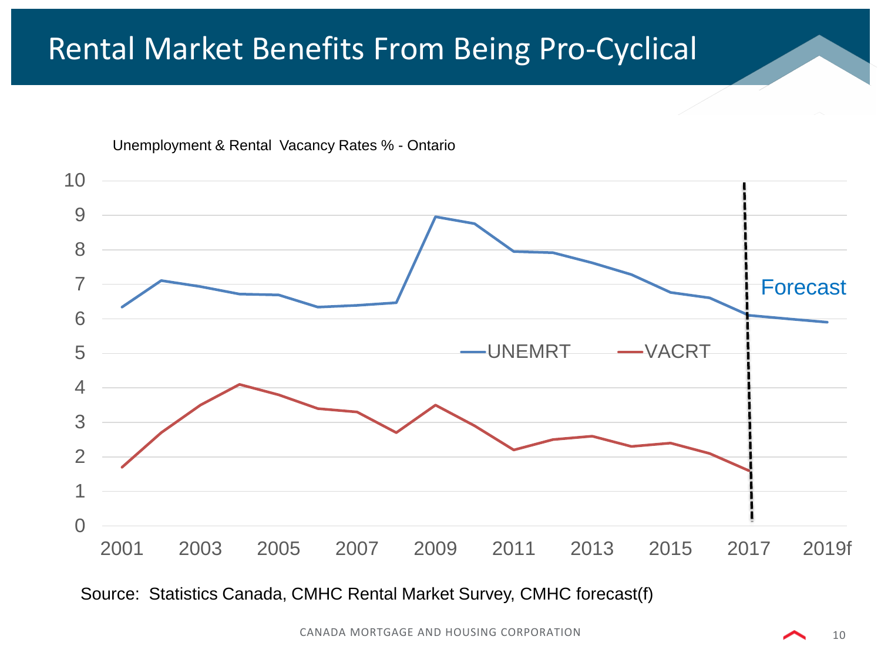# Rental Market Benefits From Being Pro-Cyclical

Unemployment & Rental Vacancy Rates % - Ontario

Source: Statistics Canada, CMHC Rental Market Survey, CMHC forecast(f)

CANADA MORTGAGE AND HOUSING CORPORATION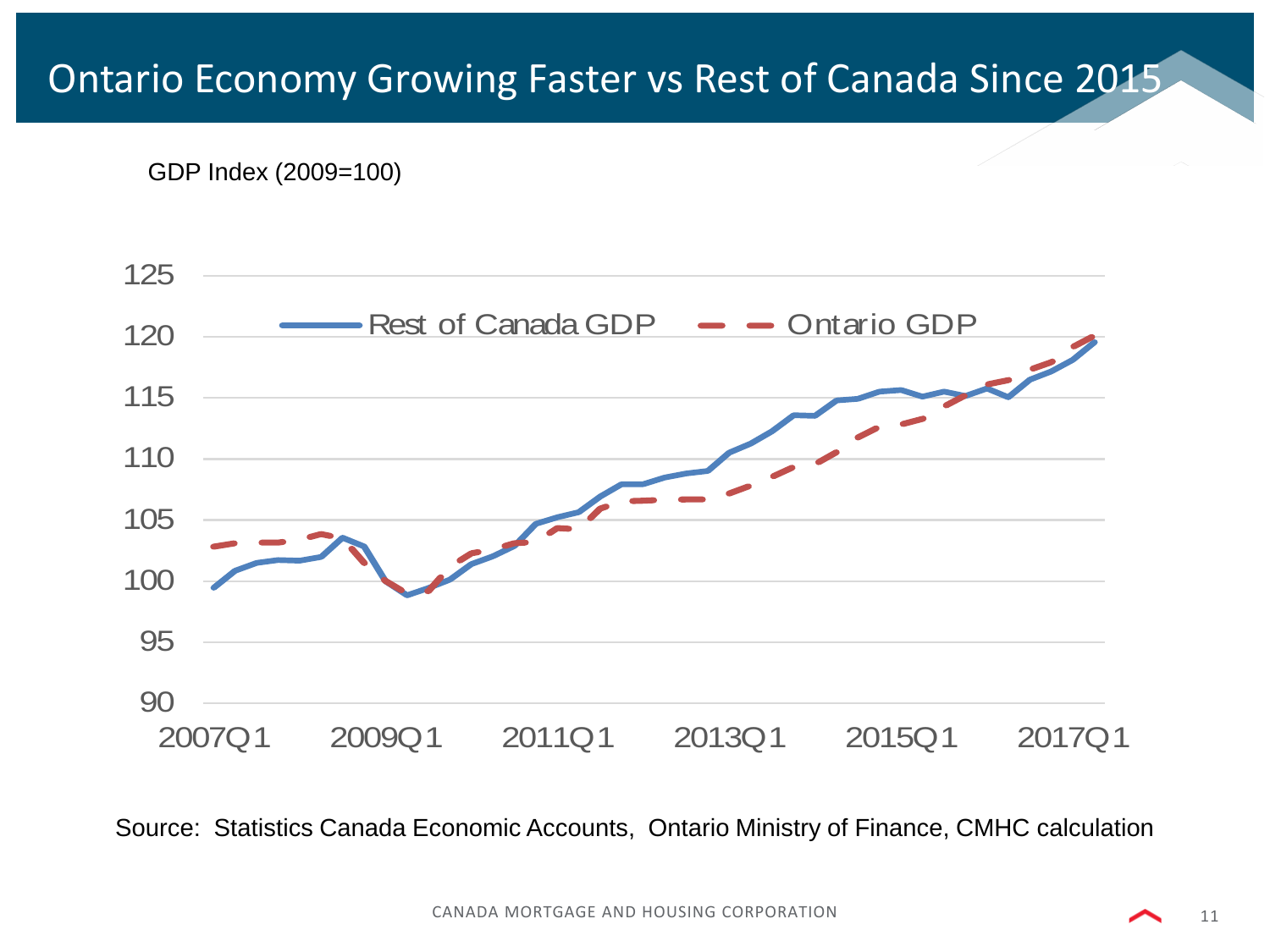# Ontario Economy Growing Faster vs Rest of Canada Since 2015

GDP Index (2009=100)

Rest of Canada GDP — Ontario GDP

125
120
115
110
105
100
95
90

2007Q1 2009Q1 2011Q1 2013Q1 2015Q1 2017Q1

Source: Statistics Canada Economic Accounts, Ontario Ministry of Finance, CMHC calculation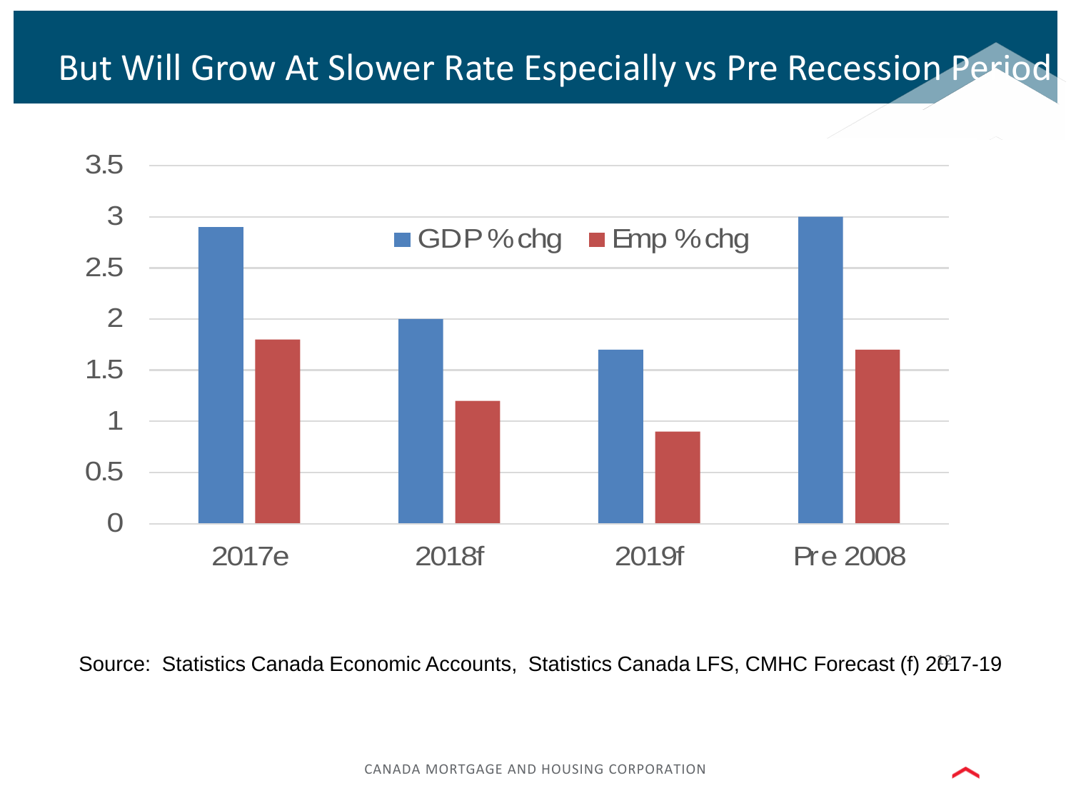# But Will Grow At Slower Rate Especially vs Pre Recession Period

| | GDP % chg | Emp % chg |
|---|---|---|
| 2017e | 2.9 | 1.8 |
| 2018f | 2.0 | 1.2 |
| 2019f | 1.7 | 0.9 |
| Pre 2008 | 3.0 | 1.7 |

Source: Statistics Canada Economic Accounts, Statistics Canada LFS, CMHC Forecast (f) 2017-19

CANADA MORTGAGE AND HOUSING CORPORATION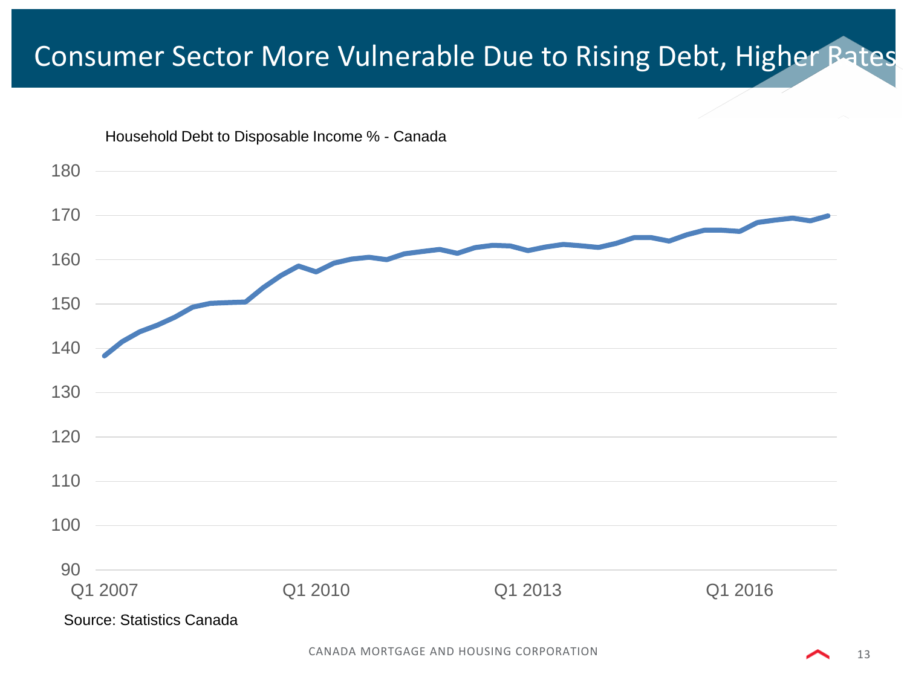# Consumer Sector More Vulnerable Due to Rising Debt, Higher Rates

Household Debt to Disposable Income % - Canada

Source: Statistics Canada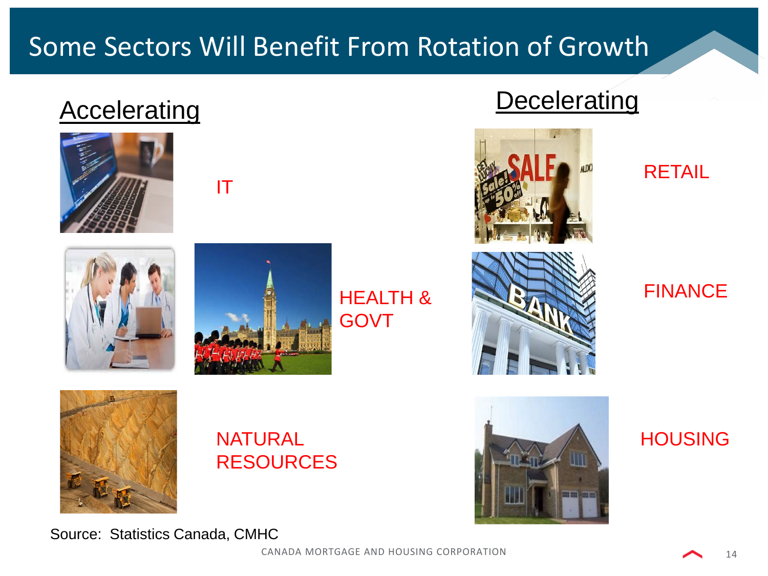# Some Sectors Will Benefit From Rotation of Growth

## Accelerating

- IT
- HEALTH & GOVT
- NATURAL RESOURCES

## Decelerating

- RETAIL
- FINANCE
- HOUSING

Source: Statistics Canada, CMHC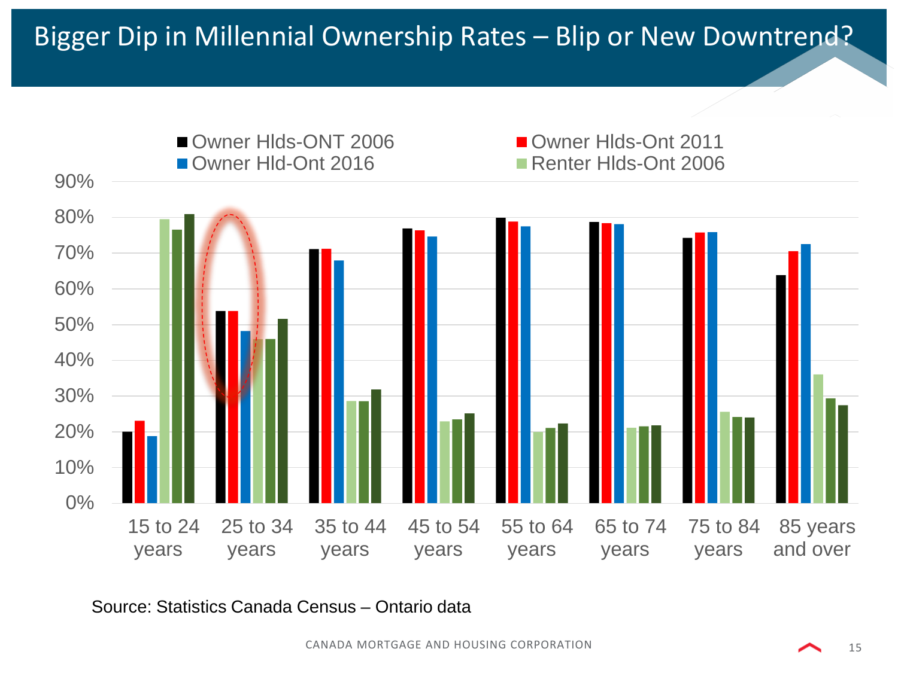# Bigger Dip in Millennial Ownership Rates – Blip or New Downtrend?

Source: Statistics Canada Census – Ontario data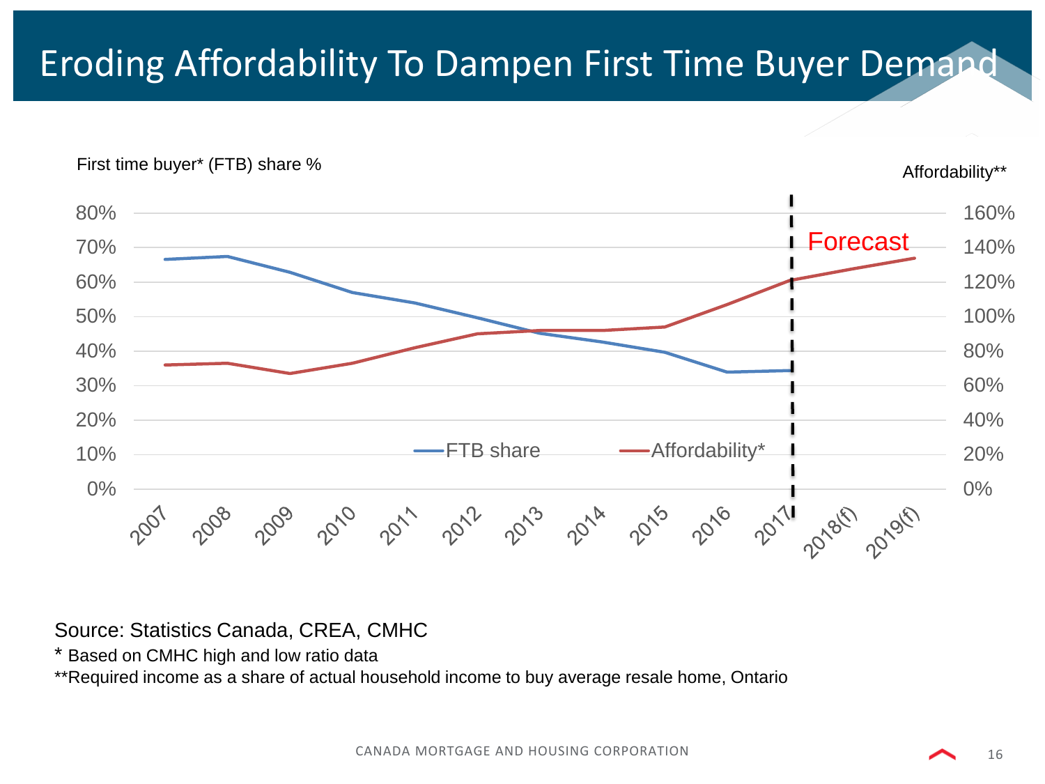# Eroding Affordability To Dampen First Time Buyer Demand

First time buyer* (FTB) share %

Affordability**

Forecast

FTB share — Affordability*

Source: Statistics Canada, CREA, CMHC

* Based on CMHC high and low ratio data

**Required income as a share of actual household income to buy average resale home, Ontario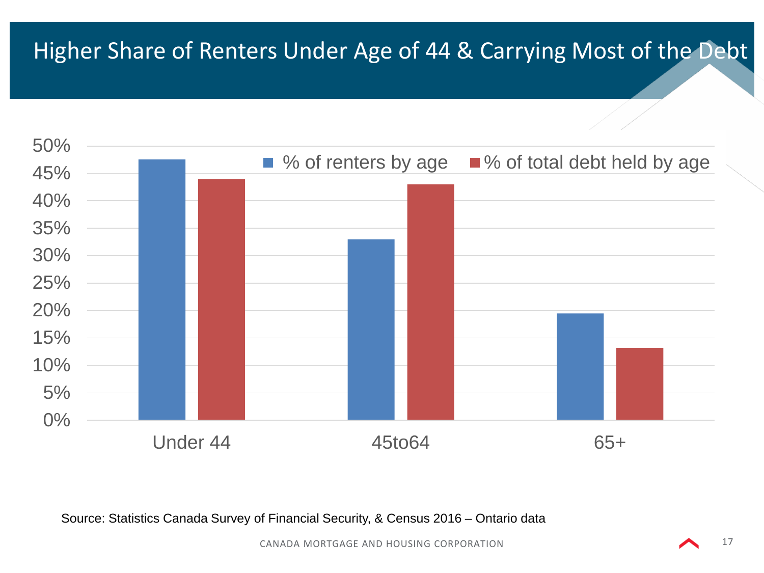# Higher Share of Renters Under Age of 44 & Carrying Most of the Debt

| | % of renters by age | % of total debt held by age |
|---|---|---|
| Under 44 | 47.5% | 44% |
| 45to64 | 33% | 43% |
| 65+ | 19.5% | 13% |

Source: Statistics Canada Survey of Financial Security, & Census 2016 – Ontario data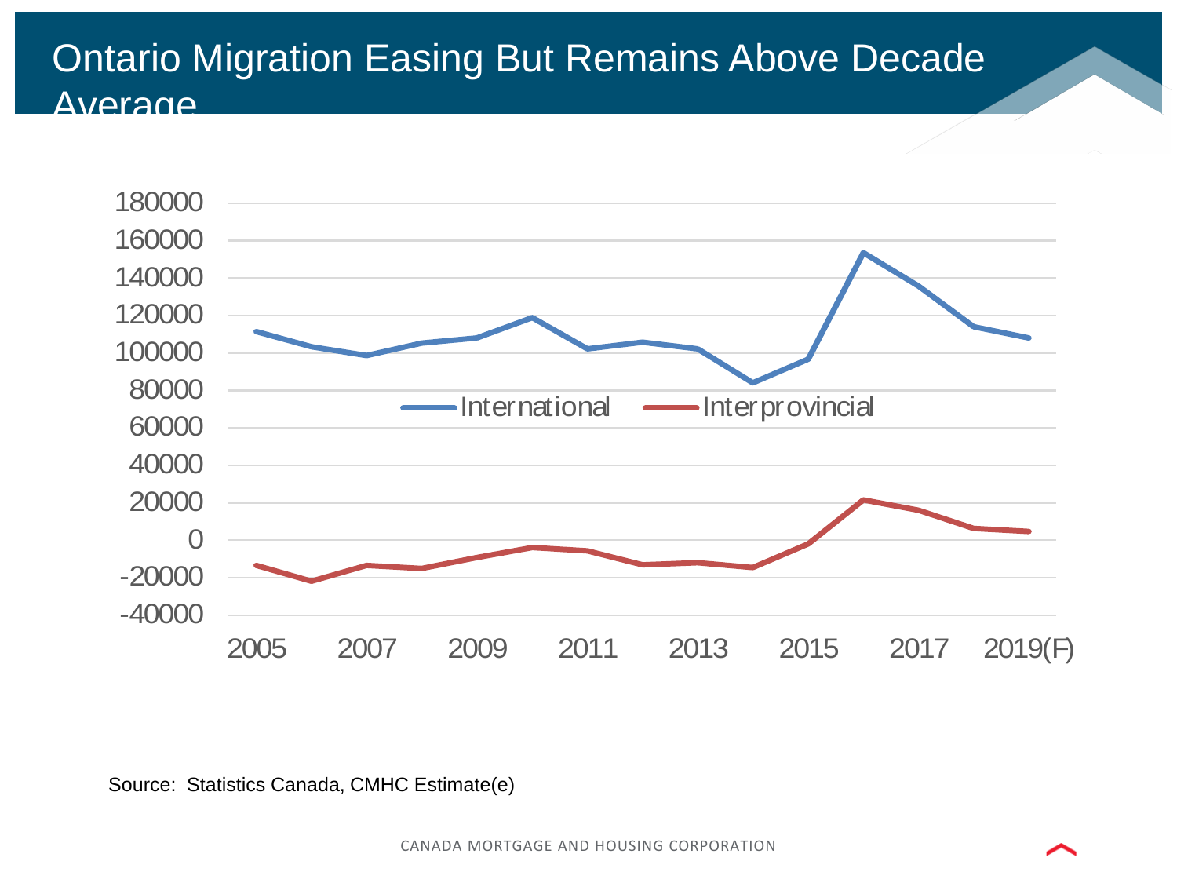# Ontario Migration Easing But Remains Above Decade Average

Source: Statistics Canada, CMHC Estimate(e)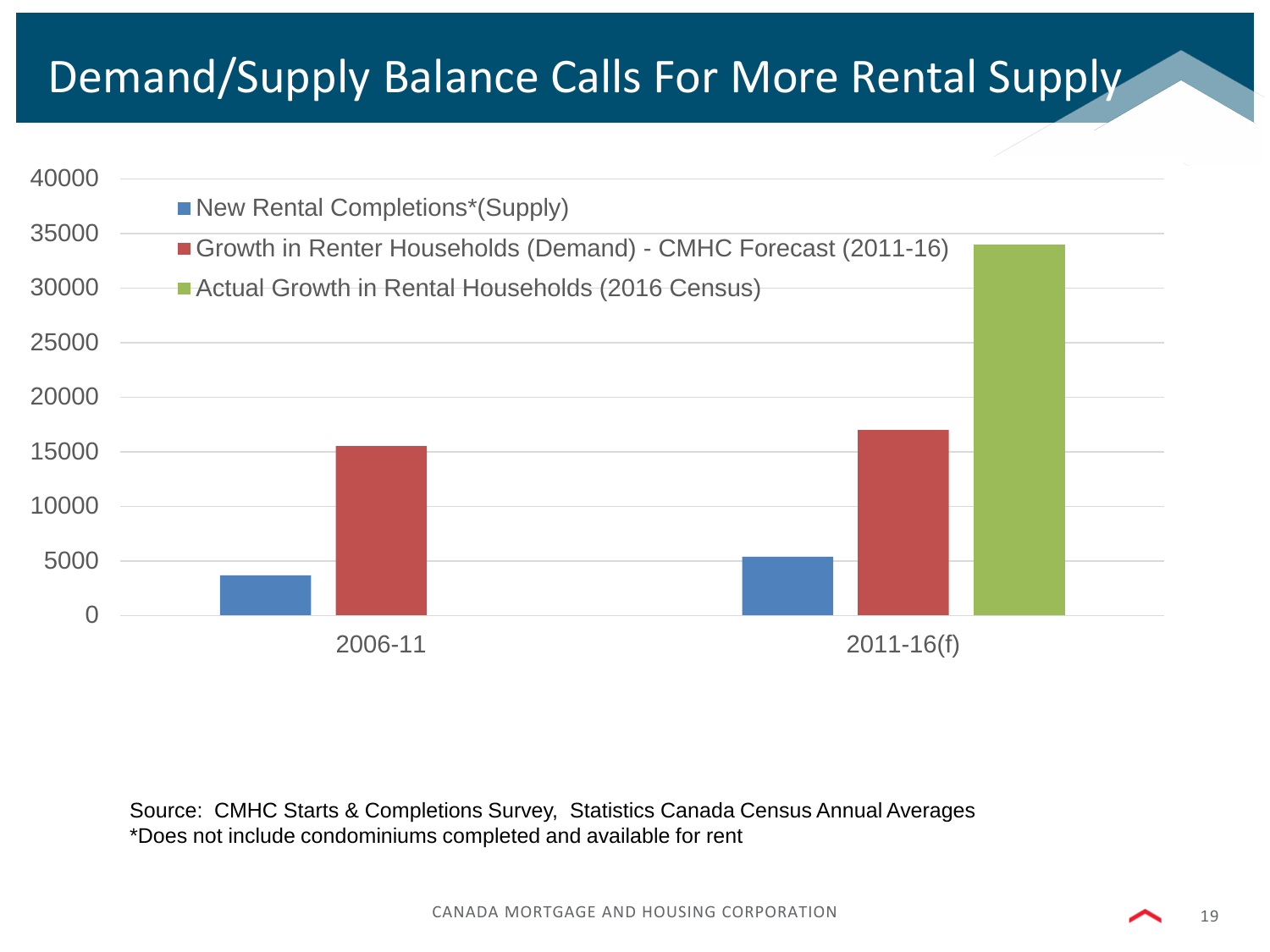# Demand/Supply Balance Calls For More Rental Supply

40000
35000
30000
25000
20000
15000
10000
5000
0

- New Rental Completions*(Supply)
- Growth in Renter Households (Demand) - CMHC Forecast (2011-16)
- Actual Growth in Rental Households (2016 Census)

2006-11 | 2011-16(f)

Source: CMHC Starts & Completions Survey, Statistics Canada Census Annual Averages
*Does not include condominiums completed and available for rent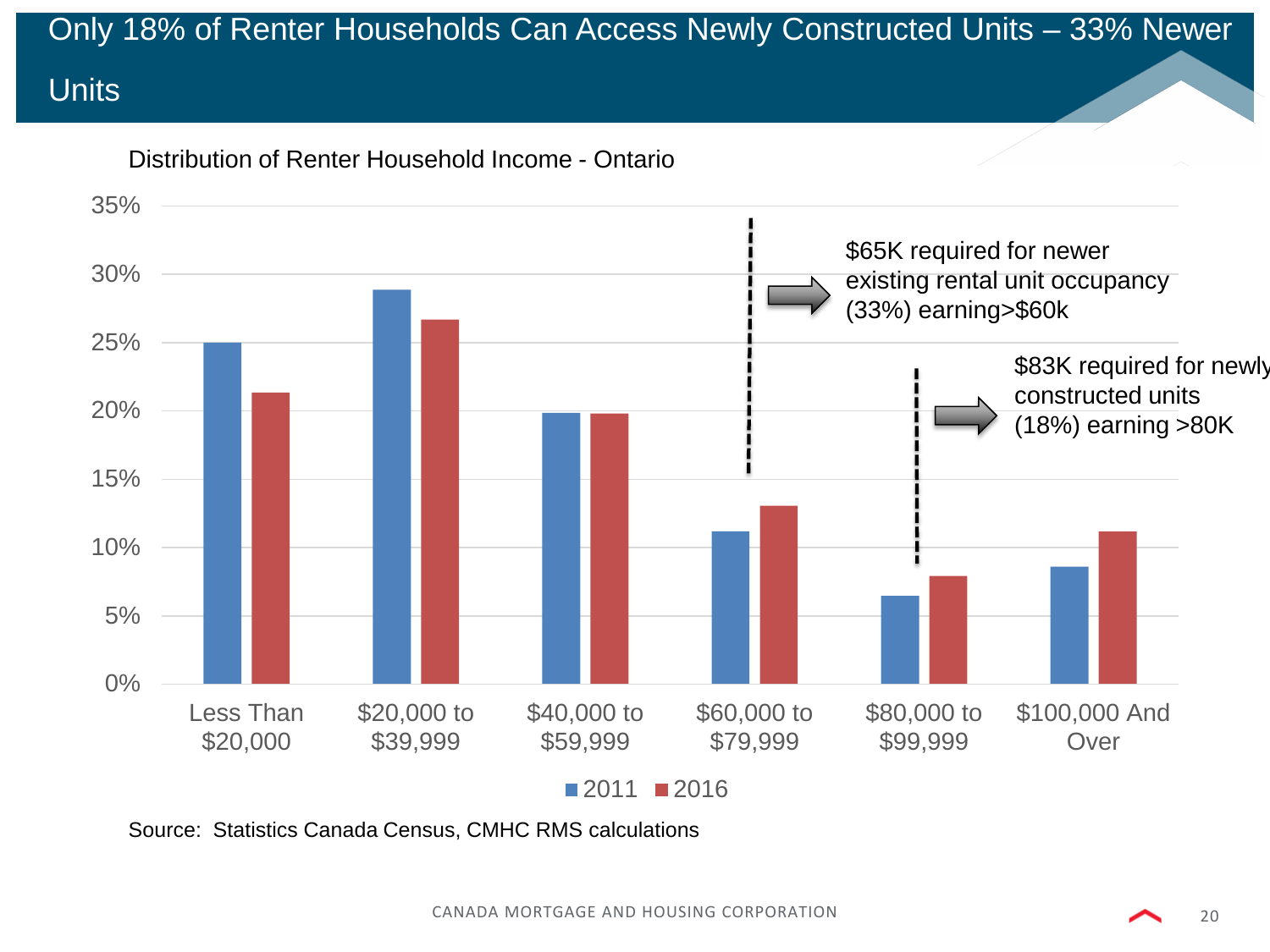# Only 18% of Renter Households Can Access Newly Constructed Units – 33% Newer Units

Distribution of Renter Household Income - Ontario

| Income | 2011 | 2016 |
|---|---|---|
| Less Than $20,000 | 25% | 21.3% |
| $20,000 to $39,999 | 28.8% | 26.6% |
| $40,000 to $59,999 | 19.8% | 19.8% |
| $60,000 to $79,999 | 11.1% | 13% |
| $80,000 to $99,999 | 6.4% | 7.8% |
| $100,000 And Over | 8.5% | 11.1% |

$65K required for newer existing rental unit occupancy (33%) earning>$60k

$83K required for newly constructed units (18%) earning >80K

Source: Statistics Canada Census, CMHC RMS calculations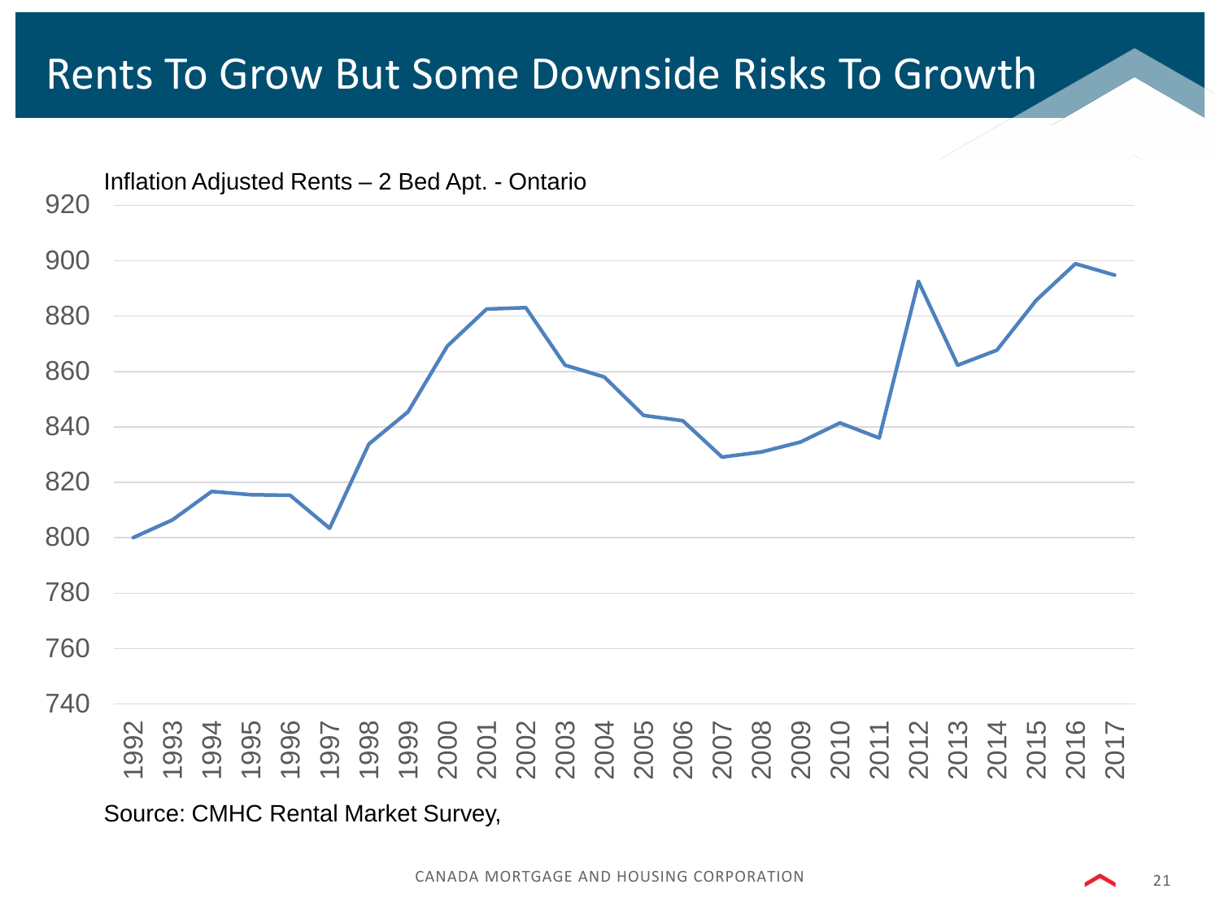# Rents To Grow But Some Downside Risks To Growth

Inflation Adjusted Rents – 2 Bed Apt. - Ontario

Source: CMHC Rental Market Survey,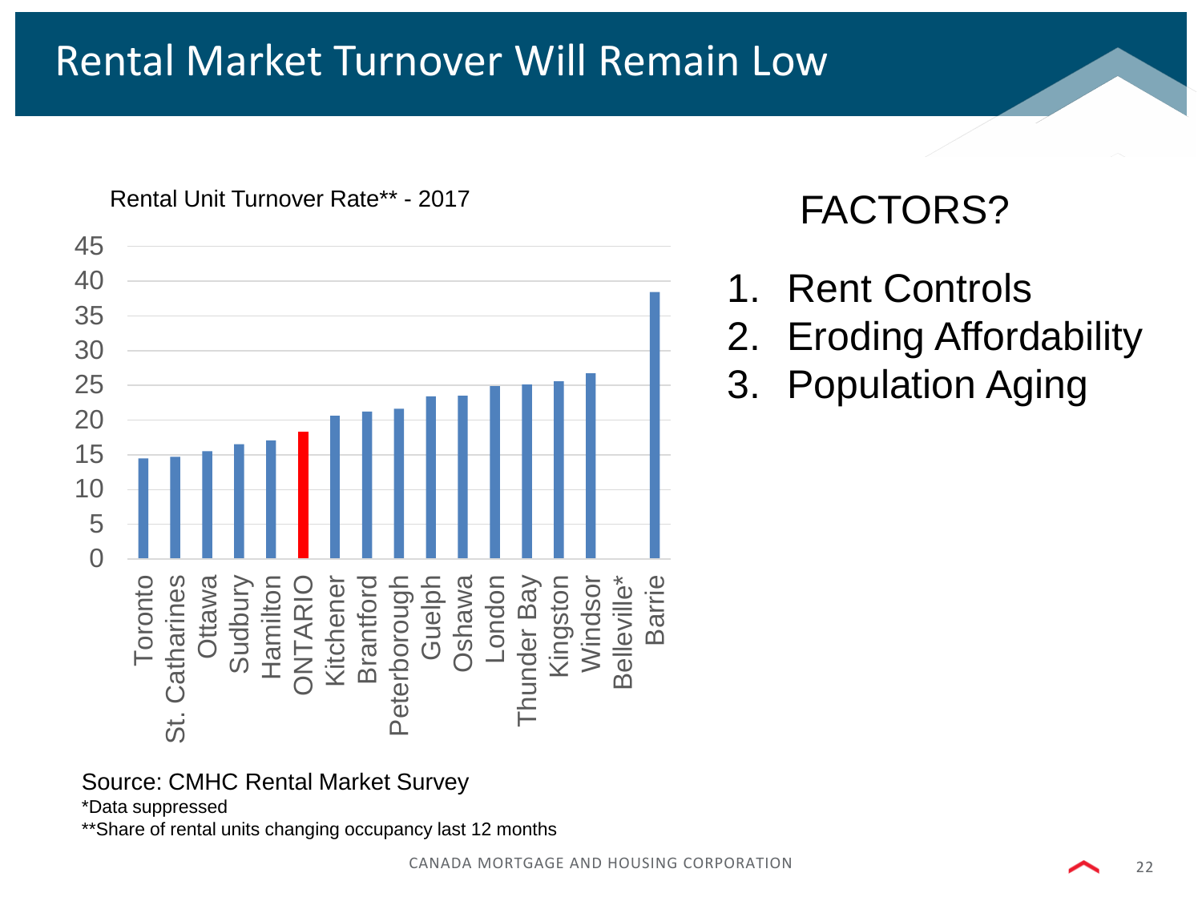# Rental Market Turnover Will Remain Low

Rental Unit Turnover Rate** - 2017

| Centre | Turnover Rate (%) |
|---|---|
| Toronto | 14.5 |
| St. Catharines | 14.7 |
| Ottawa | 15.5 |
| Sudbury | 16.5 |
| Hamilton | 17 |
| ONTARIO | 18.2 |
| Kitchener | 20.5 |
| Brantford | 21.1 |
| Peterborough | 21.5 |
| Guelph | 23.3 |
| Oshawa | 23.4 |
| London | 24.8 |
| Thunder Bay | 25 |
| Kingston | 25.5 |
| Windsor | 26.6 |
| Belleville* | |
| Barrie | 38.3 |

Source: CMHC Rental Market Survey

*Data suppressed

**Share of rental units changing occupancy last 12 months

## FACTORS?

1. Rent Controls
2. Eroding Affordability
3. Population Aging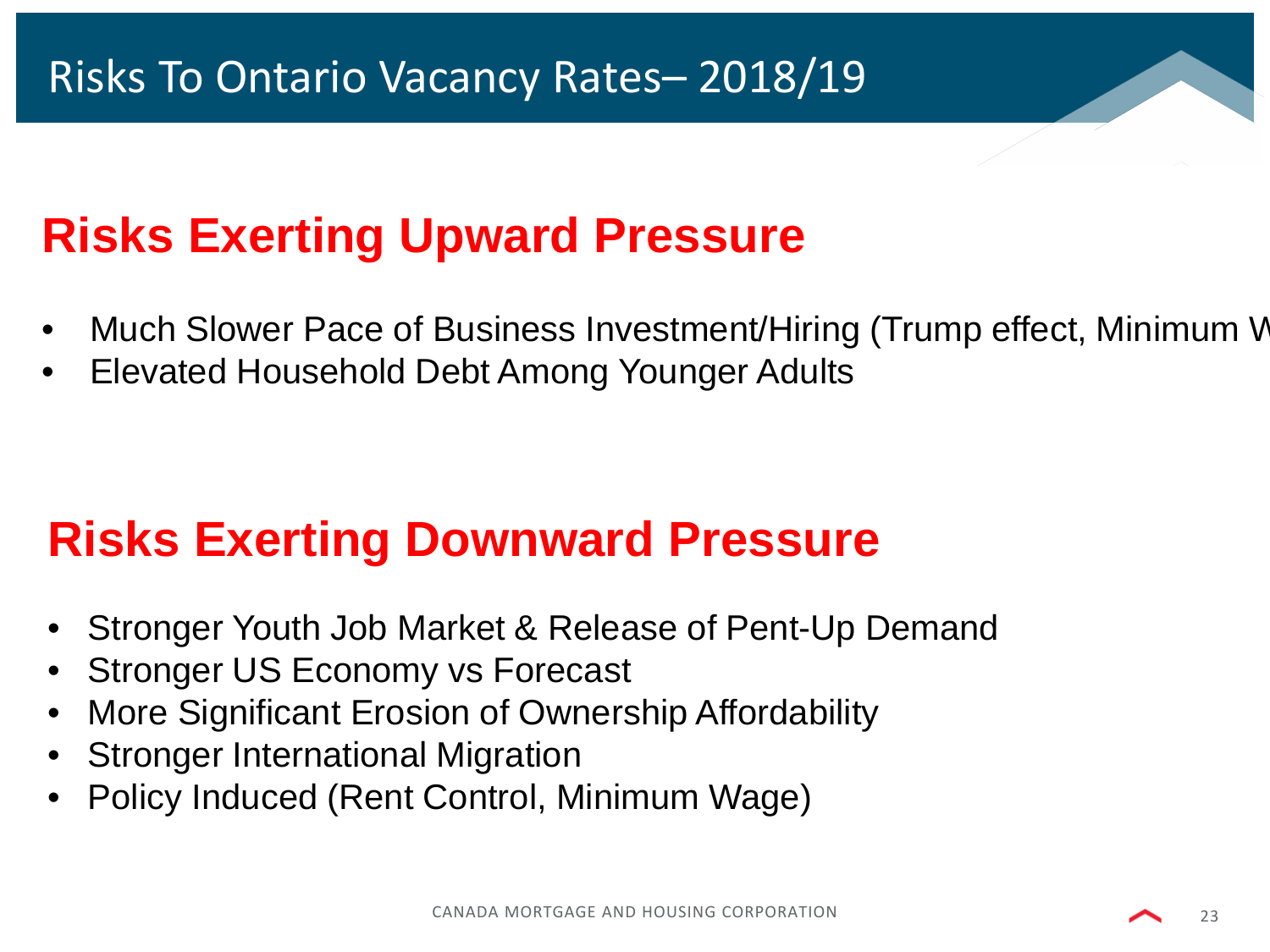# Risks To Ontario Vacancy Rates– 2018/19

## Risks Exerting Upward Pressure

- Much Slower Pace of Business Investment/Hiring (Trump effect, Minimum W
- Elevated Household Debt Among Younger Adults

## Risks Exerting Downward Pressure

- Stronger Youth Job Market & Release of Pent-Up Demand
- Stronger US Economy vs Forecast
- More Significant Erosion of Ownership Affordability
- Stronger International Migration
- Policy Induced (Rent Control, Minimum Wage)